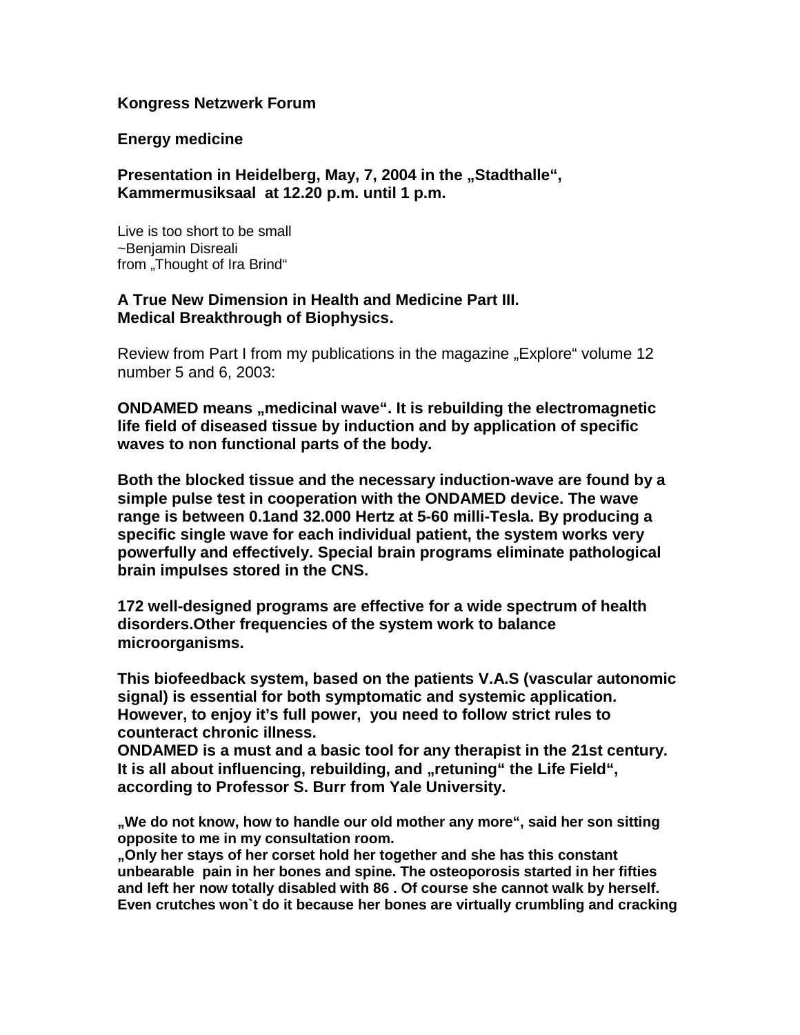**Kongress Netzwerk Forum**

**Energy medicine**

**Presentation in Heidelberg, May, 7, 2004 in the „Stadthalle", Kammermusiksaal at 12.20 p.m. until 1 p.m.**

Live is too short to be small
~Benjamin Disreali
from „Thought of Ira Brind"

**A True New Dimension in Health and Medicine Part III.**
**Medical Breakthrough of Biophysics.**

Review from Part I from my publications in the magazine „Explore" volume 12 number 5 and 6, 2003:

**ONDAMED means „medicinal wave". It is rebuilding the electromagnetic life field of diseased tissue by induction and by application of specific waves to non functional parts of the body.**

**Both the blocked tissue and the necessary induction-wave are found by a simple pulse test in cooperation with the ONDAMED device. The wave range is between 0.1and 32.000 Hertz at 5-60 milli-Tesla. By producing a specific single wave for each individual patient, the system works very powerfully and effectively. Special brain programs eliminate pathological brain impulses stored in the CNS.**

**172 well-designed programs are effective for a wide spectrum of health disorders.Other frequencies of the system work to balance microorganisms.**

**This biofeedback system, based on the patients V.A.S (vascular autonomic signal) is essential for both symptomatic and systemic application. However, to enjoy it's full power, you need to follow strict rules to counteract chronic illness.**
**ONDAMED is a must and a basic tool for any therapist in the 21st century. It is all about influencing, rebuilding, and „retuning" the Life Field", according to Professor S. Burr from Yale University.**

**„We do not know, how to handle our old mother any more", said her son sitting opposite to me in my consultation room.**
**„Only her stays of her corset hold her together and she has this constant unbearable pain in her bones and spine. The osteoporosis started in her fifties and left her now totally disabled with 86 . Of course she cannot walk by herself. Even crutches won`t do it because her bones are virtually crumbling and cracking**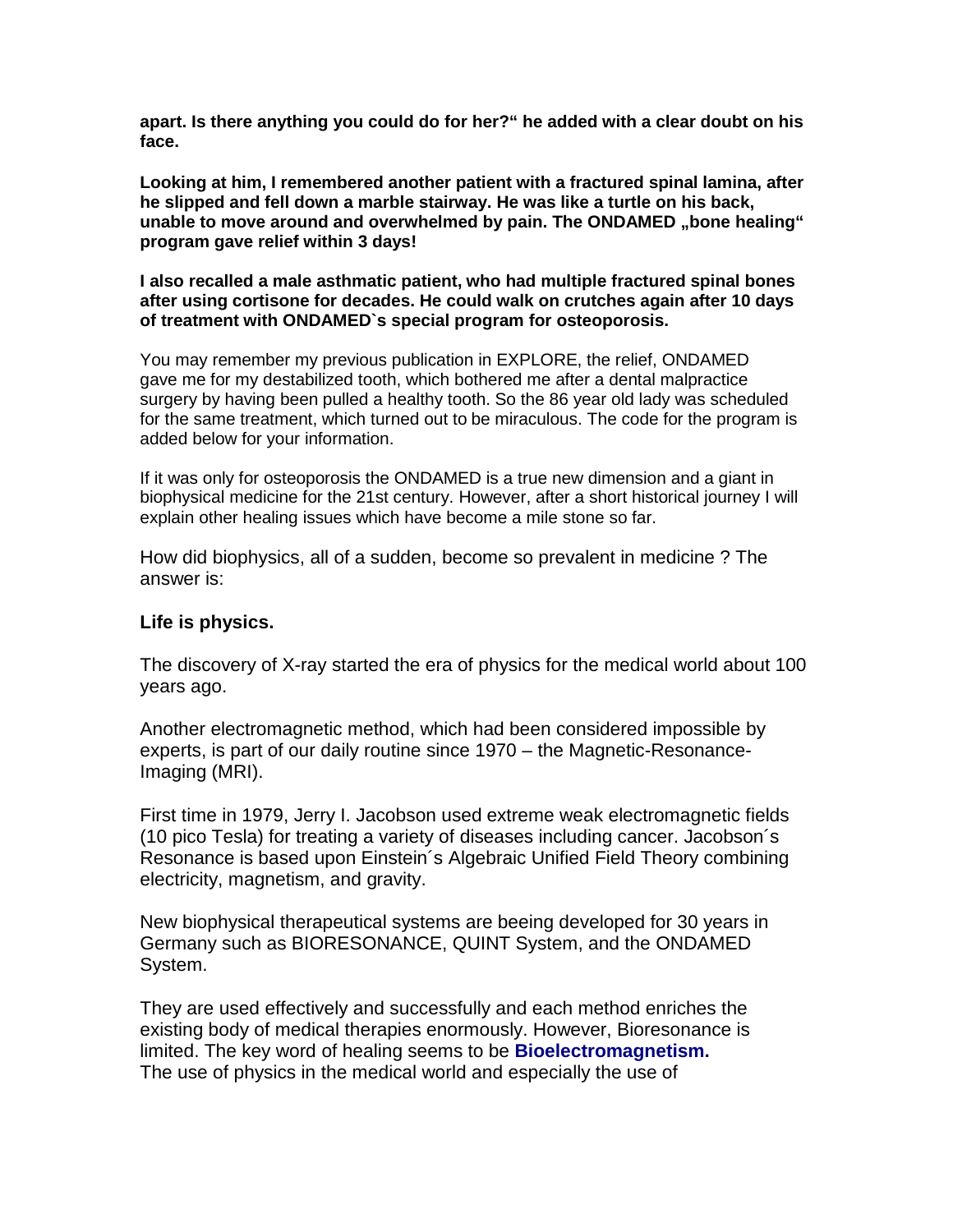**apart. Is there anything you could do for her?" he added with a clear doubt on his face.**

**Looking at him, I remembered another patient with a fractured spinal lamina, after he slipped and fell down a marble stairway. He was like a turtle on his back, unable to move around and overwhelmed by pain. The ONDAMED „bone healing" program gave relief within 3 days!**

**I also recalled a male asthmatic patient, who had multiple fractured spinal bones after using cortisone for decades. He could walk on crutches again after 10 days of treatment with ONDAMED`s special program for osteoporosis.**

You may remember my previous publication in EXPLORE, the relief, ONDAMED gave me for my destabilized tooth, which bothered me after a dental malpractice surgery by having been pulled a healthy tooth. So the 86 year old lady was scheduled for the same treatment, which turned out to be miraculous. The code for the program is added below for your information.

If it was only for osteoporosis the ONDAMED is a true new dimension and a giant in biophysical medicine for the 21st century. However, after a short historical journey I will explain other healing issues which have become a mile stone so far.

How did biophysics, all of a sudden, become so prevalent in medicine ? The answer is:

**Life is physics.**

The discovery of X-ray started the era of physics for the medical world about 100 years ago.

Another electromagnetic method, which had been considered impossible by experts, is part of our daily routine since 1970 – the Magnetic-Resonance-Imaging (MRI).

First time in 1979, Jerry I. Jacobson used extreme weak electromagnetic fields (10 pico Tesla) for treating a variety of diseases including cancer. Jacobson´s Resonance is based upon Einstein´s Algebraic Unified Field Theory combining electricity, magnetism, and gravity.

New biophysical therapeutical systems are beeing developed for 30 years in Germany such as BIORESONANCE, QUINT System, and the ONDAMED System.

They are used effectively and successfully and each method enriches the existing body of medical therapies enormously. However, Bioresonance is limited. The key word of healing seems to be **Bioelectromagnetism.**
The use of physics in the medical world and especially the use of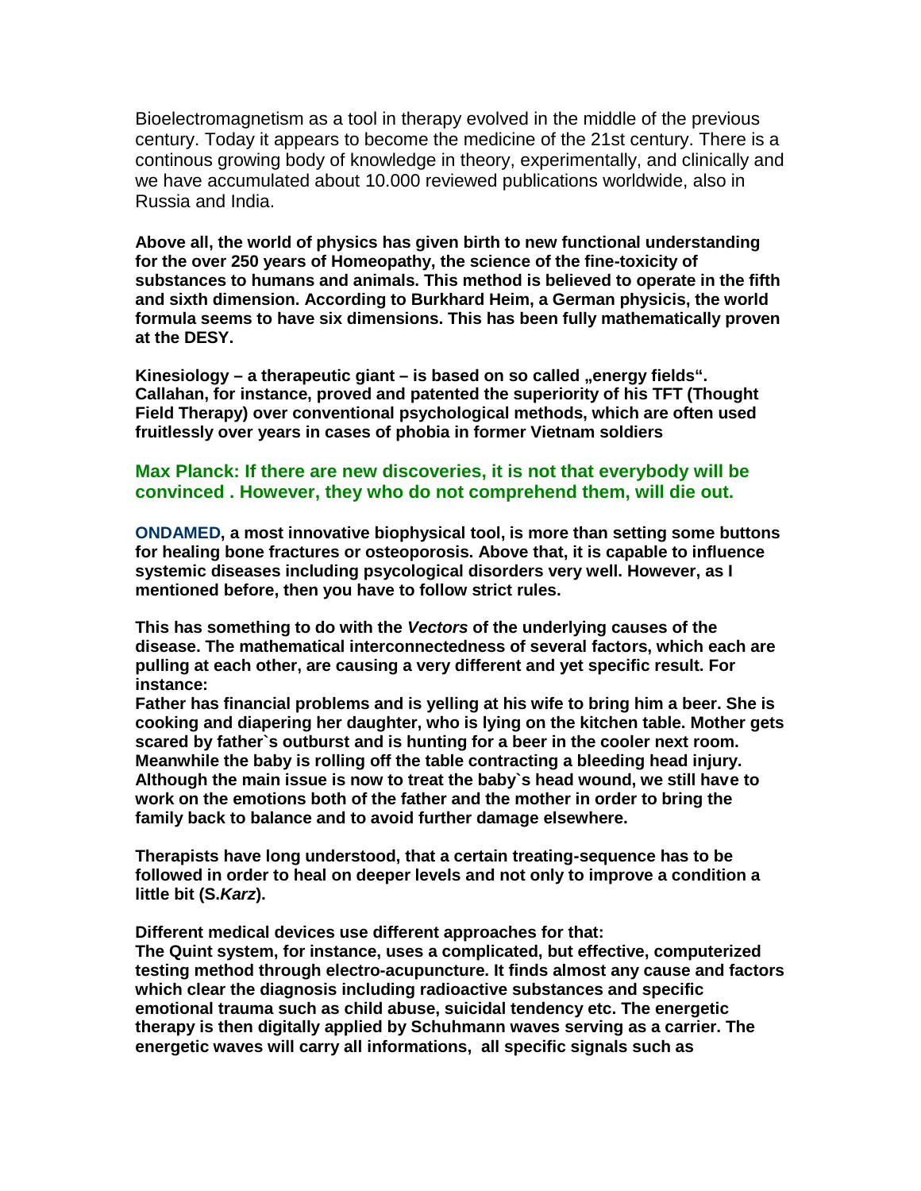Bioelectromagnetism as a tool in therapy evolved in the middle of the previous century. Today it appears to become the medicine of the 21st century. There is a continous growing body of knowledge in theory, experimentally, and clinically and we have accumulated about 10.000 reviewed publications worldwide, also in Russia and India.

**Above all, the world of physics has given birth to new functional understanding for the over 250 years of Homeopathy, the science of the fine-toxicity of substances to humans and animals. This method is believed to operate in the fifth and sixth dimension. According to Burkhard Heim, a German physicis, the world formula seems to have six dimensions. This has been fully mathematically proven at the DESY.**

**Kinesiology – a therapeutic giant – is based on so called „energy fields“. Callahan, for instance, proved and patented the superiority of his TFT (Thought Field Therapy) over conventional psychological methods, which are often used fruitlessly over years in cases of phobia in former Vietnam soldiers**

**Max Planck: If there are new discoveries, it is not that everybody will be convinced . However, they who do not comprehend them, will die out.**

**ONDAMED, a most innovative biophysical tool, is more than setting some buttons for healing bone fractures or osteoporosis. Above that, it is capable to influence systemic diseases including psycological disorders very well. However, as I mentioned before, then you have to follow strict rules.**

**This has something to do with the *Vectors* of the underlying causes of the disease. The mathematical interconnectedness of several factors, which each are pulling at each other, are causing a very different and yet specific result. For instance:**
**Father has financial problems and is yelling at his wife to bring him a beer. She is cooking and diapering her daughter, who is lying on the kitchen table. Mother gets scared by father`s outburst and is hunting for a beer in the cooler next room. Meanwhile the baby is rolling off the table contracting a bleeding head injury. Although the main issue is now to treat the baby`s head wound, we still have to work on the emotions both of the father and the mother in order to bring the family back to balance and to avoid further damage elsewhere.**

**Therapists have long understood, that a certain treating-sequence has to be followed in order to heal on deeper levels and not only to improve a condition a little bit (S.*Karz*).**

**Different medical devices use different approaches for that:**
**The Quint system, for instance, uses a complicated, but effective, computerized testing method through electro-acupuncture. It finds almost any cause and factors which clear the diagnosis including radioactive substances and specific emotional trauma such as child abuse, suicidal tendency etc. The energetic therapy is then digitally applied by Schuhmann waves serving as a carrier. The energetic waves will carry all informations, all specific signals such as**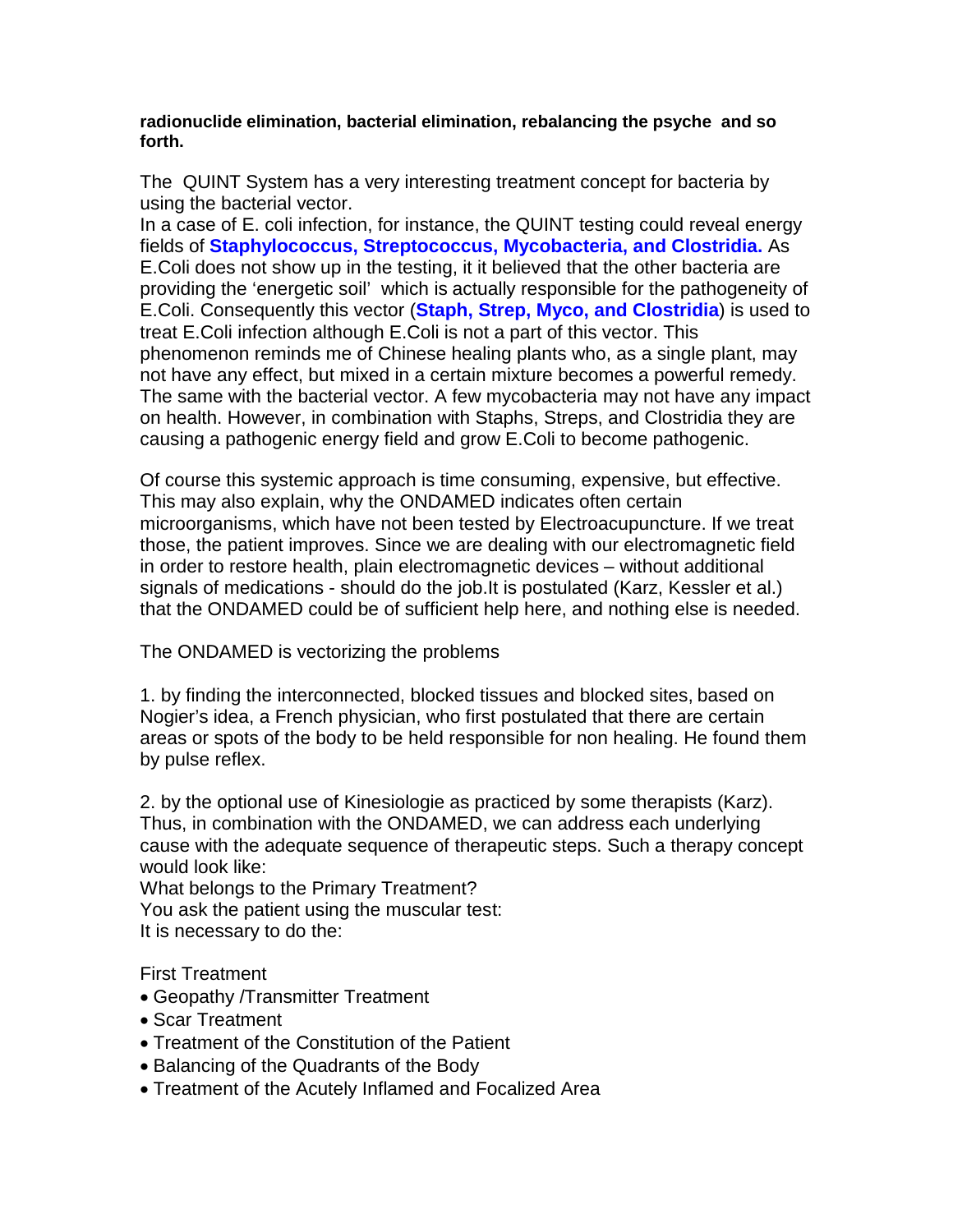**radionuclide elimination, bacterial elimination, rebalancing the psyche and so forth.**

The QUINT System has a very interesting treatment concept for bacteria by using the bacterial vector.
In a case of E. coli infection, for instance, the QUINT testing could reveal energy fields of **Staphylococcus, Streptococcus, Mycobacteria, and Clostridia.** As E.Coli does not show up in the testing, it it believed that the other bacteria are providing the 'energetic soil' which is actually responsible for the pathogeneity of E.Coli. Consequently this vector (**Staph, Strep, Myco, and Clostridia**) is used to treat E.Coli infection although E.Coli is not a part of this vector. This phenomenon reminds me of Chinese healing plants who, as a single plant, may not have any effect, but mixed in a certain mixture becomes a powerful remedy. The same with the bacterial vector. A few mycobacteria may not have any impact on health. However, in combination with Staphs, Streps, and Clostridia they are causing a pathogenic energy field and grow E.Coli to become pathogenic.

Of course this systemic approach is time consuming, expensive, but effective. This may also explain, why the ONDAMED indicates often certain microorganisms, which have not been tested by Electroacupuncture. If we treat those, the patient improves. Since we are dealing with our electromagnetic field in order to restore health, plain electromagnetic devices – without additional signals of medications - should do the job.It is postulated (Karz, Kessler et al.) that the ONDAMED could be of sufficient help here, and nothing else is needed.

The ONDAMED is vectorizing the problems

1. by finding the interconnected, blocked tissues and blocked sites, based on Nogier's idea, a French physician, who first postulated that there are certain areas or spots of the body to be held responsible for non healing. He found them by pulse reflex.

2. by the optional use of Kinesiologie as practiced by some therapists (Karz). Thus, in combination with the ONDAMED, we can address each underlying cause with the adequate sequence of therapeutic steps. Such a therapy concept would look like:
What belongs to the Primary Treatment?
You ask the patient using the muscular test:
It is necessary to do the:

First Treatment
- Geopathy /Transmitter Treatment
- Scar Treatment
- Treatment of the Constitution of the Patient
- Balancing of the Quadrants of the Body
- Treatment of the Acutely Inflamed and Focalized Area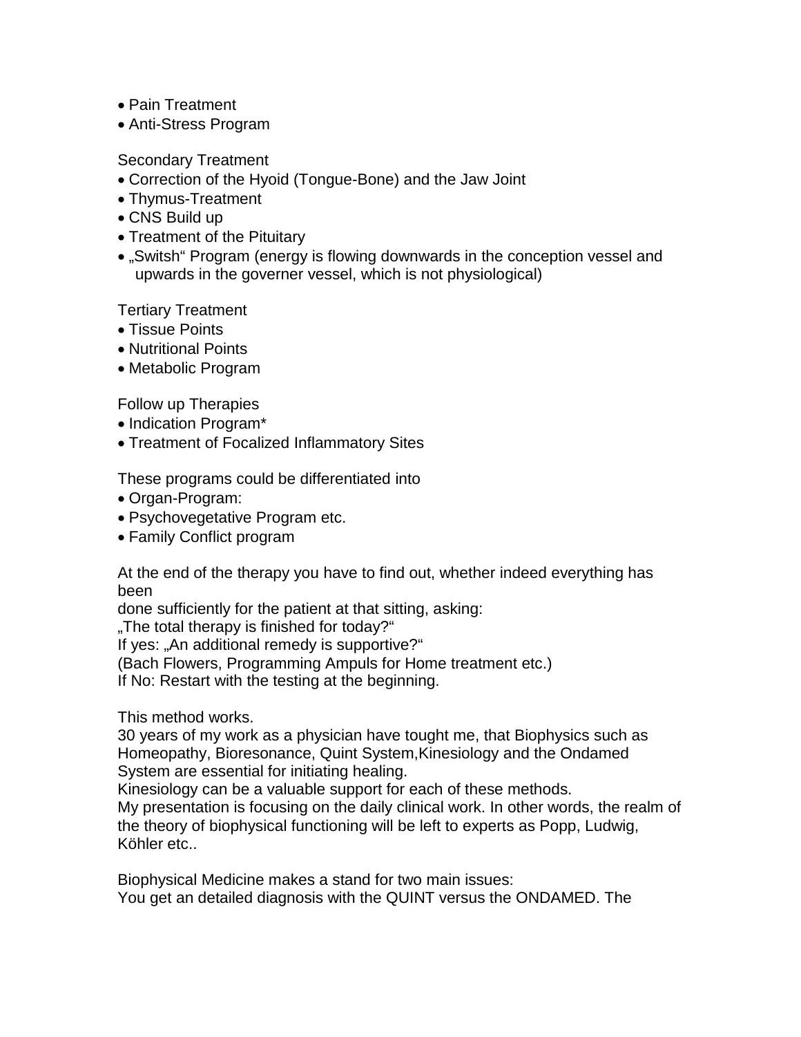- Pain Treatment
- Anti-Stress Program

Secondary Treatment

- Correction of the Hyoid (Tongue-Bone) and the Jaw Joint
- Thymus-Treatment
- CNS Build up
- Treatment of the Pituitary
- „Switsh“ Program (energy is flowing downwards in the conception vessel and upwards in the governer vessel, which is not physiological)

Tertiary Treatment

- Tissue Points
- Nutritional Points
- Metabolic Program

Follow up Therapies

- Indication Program*
- Treatment of Focalized Inflammatory Sites

These programs could be differentiated into

- Organ-Program:
- Psychovegetative Program etc.
- Family Conflict program

At the end of the therapy you have to find out, whether indeed everything has been
done sufficiently for the patient at that sitting, asking:
„The total therapy is finished for today?“
If yes: „An additional remedy is supportive?“
(Bach Flowers, Programming Ampuls for Home treatment etc.)
If No: Restart with the testing at the beginning.

This method works.
30 years of my work as a physician have tought me, that Biophysics such as Homeopathy, Bioresonance, Quint System,Kinesiology and the Ondamed System are essential for initiating healing.
Kinesiology can be a valuable support for each of these methods.
My presentation is focusing on the daily clinical work. In other words, the realm of the theory of biophysical functioning will be left to experts as Popp, Ludwig, Köhler etc..

Biophysical Medicine makes a stand for two main issues:
You get an detailed diagnosis with the QUINT versus the ONDAMED. The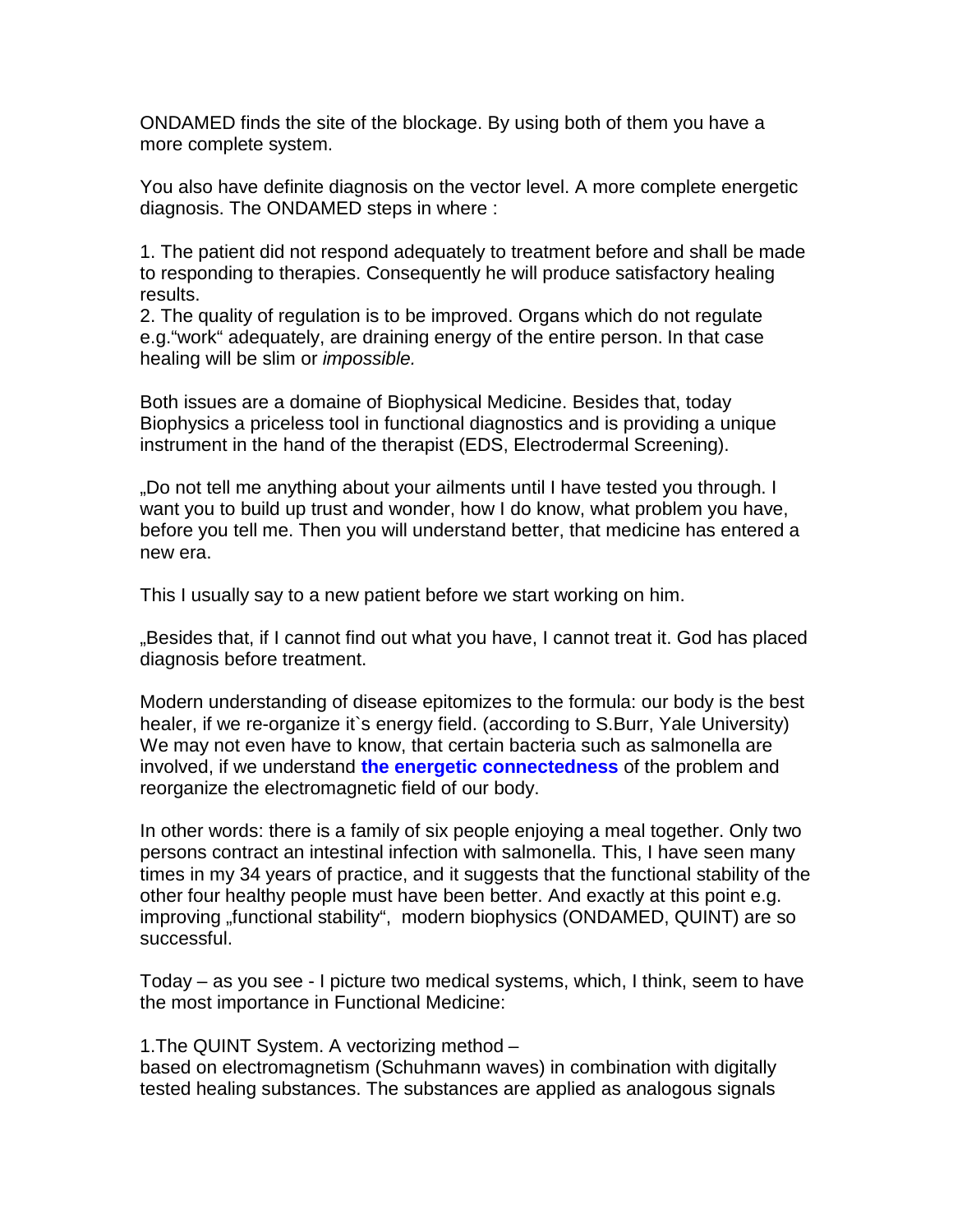ONDAMED finds the site of the blockage. By using both of them you have a more complete system.

You also have definite diagnosis on the vector level. A more complete energetic diagnosis. The ONDAMED steps in where :

1. The patient did not respond adequately to treatment before and shall be made to responding to therapies. Consequently he will produce satisfactory healing results.
2. The quality of regulation is to be improved. Organs which do not regulate e.g."work" adequately, are draining energy of the entire person. In that case healing will be slim or *impossible.*

Both issues are a domaine of Biophysical Medicine. Besides that, today Biophysics a priceless tool in functional diagnostics and is providing a unique instrument in the hand of the therapist (EDS, Electrodermal Screening).

„Do not tell me anything about your ailments until I have tested you through. I want you to build up trust and wonder, how I do know, what problem you have, before you tell me. Then you will understand better, that medicine has entered a new era.

This I usually say to a new patient before we start working on him.

„Besides that, if I cannot find out what you have, I cannot treat it. God has placed diagnosis before treatment.

Modern understanding of disease epitomizes to the formula: our body is the best healer, if we re-organize it`s energy field. (according to S.Burr, Yale University) We may not even have to know, that certain bacteria such as salmonella are involved, if we understand **the energetic connectedness** of the problem and reorganize the electromagnetic field of our body.

In other words: there is a family of six people enjoying a meal together. Only two persons contract an intestinal infection with salmonella. This, I have seen many times in my 34 years of practice, and it suggests that the functional stability of the other four healthy people must have been better. And exactly at this point e.g. improving „functional stability", modern biophysics (ONDAMED, QUINT) are so successful.

Today – as you see - I picture two medical systems, which, I think, seem to have the most importance in Functional Medicine:

1.The QUINT System. A vectorizing method –
based on electromagnetism (Schuhmann waves) in combination with digitally tested healing substances. The substances are applied as analogous signals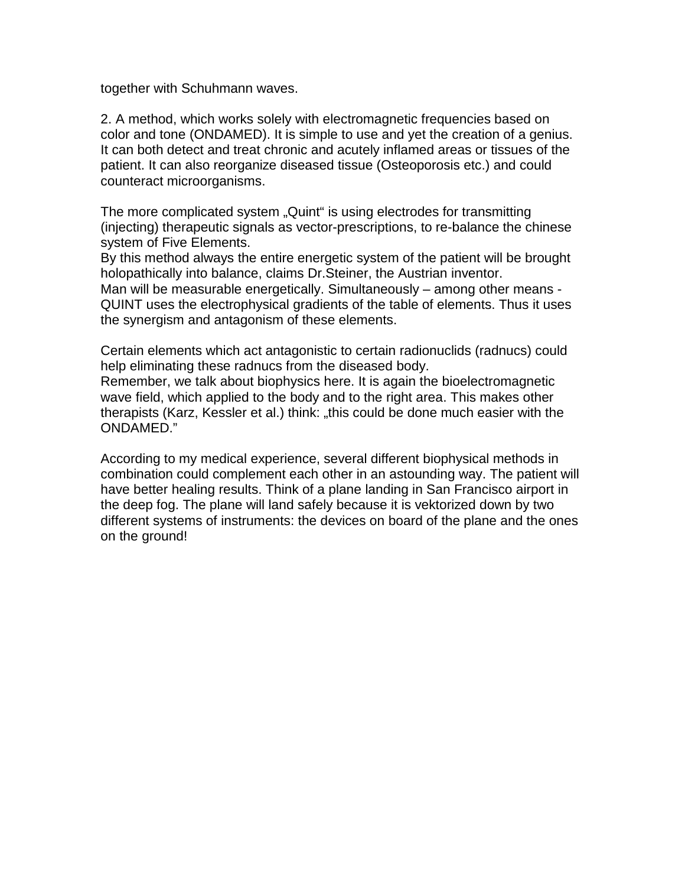together with Schuhmann waves.

2. A method, which works solely with electromagnetic frequencies based on color and tone (ONDAMED). It is simple to use and yet the creation of a genius. It can both detect and treat chronic and acutely inflamed areas or tissues of the patient. It can also reorganize diseased tissue (Osteoporosis etc.) and could counteract microorganisms.

The more complicated system „Quint" is using electrodes for transmitting (injecting) therapeutic signals as vector-prescriptions, to re-balance the chinese system of Five Elements.
By this method always the entire energetic system of the patient will be brought holopathically into balance, claims Dr.Steiner, the Austrian inventor.
Man will be measurable energetically. Simultaneously – among other means - QUINT uses the electrophysical gradients of the table of elements. Thus it uses the synergism and antagonism of these elements.

Certain elements which act antagonistic to certain radionuclids (radnucs) could help eliminating these radnucs from the diseased body.
Remember, we talk about biophysics here. It is again the bioelectromagnetic wave field, which applied to the body and to the right area. This makes other therapists (Karz, Kessler et al.) think: „this could be done much easier with the ONDAMED."

According to my medical experience, several different biophysical methods in combination could complement each other in an astounding way. The patient will have better healing results. Think of a plane landing in San Francisco airport in the deep fog. The plane will land safely because it is vektorized down by two different systems of instruments: the devices on board of the plane and the ones on the ground!